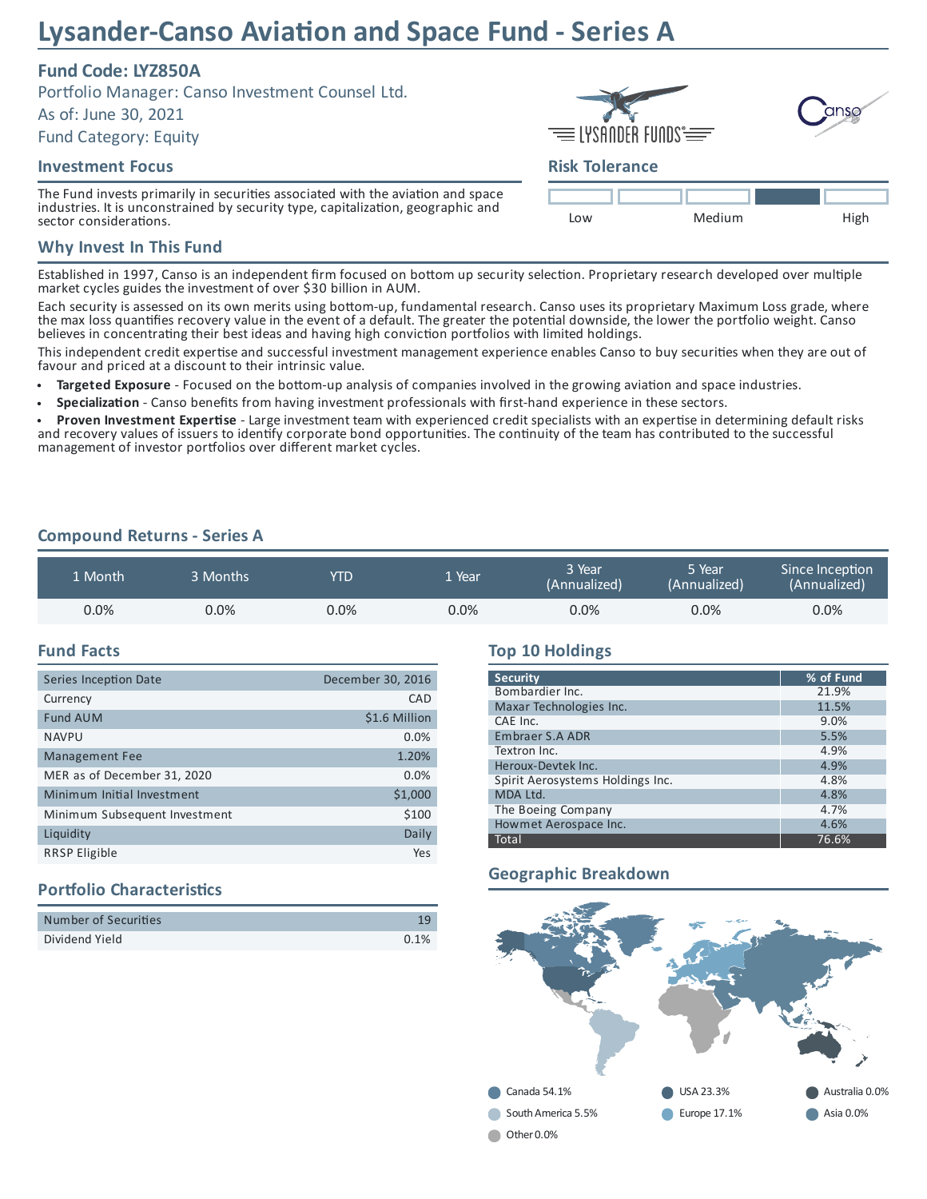# Lysander-Canso Aviation and Space Fund - Series A

**Fund Code: LYZ850A**

Portfolio Manager: Canso Investment Counsel Ltd.

As of: June 30, 2021

Fund Category: Equity

## Investment Focus

The Fund invests primarily in securities associated with the aviation and space industries. It is unconstrained by security type, capitalization, geographic and sector considerations.

## Risk Tolerance

Low | Medium | High

## Why Invest In This Fund

Established in 1997, Canso is an independent firm focused on bottom up security selection. Proprietary research developed over multiple market cycles guides the investment of over $30 billion in AUM.

Each security is assessed on its own merits using bottom-up, fundamental research. Canso uses its proprietary Maximum Loss grade, where the max loss quantifies recovery value in the event of a default. The greater the potential downside, the lower the portfolio weight. Canso believes in concentrating their best ideas and having high conviction portfolios with limited holdings.

This independent credit expertise and successful investment management experience enables Canso to buy securities when they are out of favour and priced at a discount to their intrinsic value.

- **Targeted Exposure** - Focused on the bottom-up analysis of companies involved in the growing aviation and space industries.
- **Specialization** - Canso benefits from having investment professionals with first-hand experience in these sectors.
- **Proven Investment Expertise** - Large investment team with experienced credit specialists with an expertise in determining default risks and recovery values of issuers to identify corporate bond opportunities. The continuity of the team has contributed to the successful management of investor portfolios over different market cycles.

## Compound Returns - Series A

| 1 Month | 3 Months | YTD | 1 Year | 3 Year (Annualized) | 5 Year (Annualized) | Since Inception (Annualized) |
|---|---|---|---|---|---|---|
| 0.0% | 0.0% | 0.0% | 0.0% | 0.0% | 0.0% | 0.0% |

## Fund Facts

| | |
|---|---|
| Series Inception Date | December 30, 2016 |
| Currency | CAD |
| Fund AUM | $1.6 Million |
| NAVPU | 0.0% |
| Management Fee | 1.20% |
| MER as of December 31, 2020 | 0.0% |
| Minimum Initial Investment | $1,000 |
| Minimum Subsequent Investment | $100 |
| Liquidity | Daily |
| RRSP Eligible | Yes |

## Portfolio Characteristics

| | |
|---|---|
| Number of Securities | 19 |
| Dividend Yield | 0.1% |

## Top 10 Holdings

| Security | % of Fund |
|---|---|
| Bombardier Inc. | 21.9% |
| Maxar Technologies Inc. | 11.5% |
| CAE Inc. | 9.0% |
| Embraer S.A ADR | 5.5% |
| Textron Inc. | 4.9% |
| Heroux-Devtek Inc. | 4.9% |
| Spirit Aerosystems Holdings Inc. | 4.8% |
| MDA Ltd. | 4.8% |
| The Boeing Company | 4.7% |
| Howmet Aerospace Inc. | 4.6% |
| Total | 76.6% |

## Geographic Breakdown

- Canada 54.1%
- USA 23.3%
- Australia 0.0%
- South America 5.5%
- Europe 17.1%
- Asia 0.0%
- Other 0.0%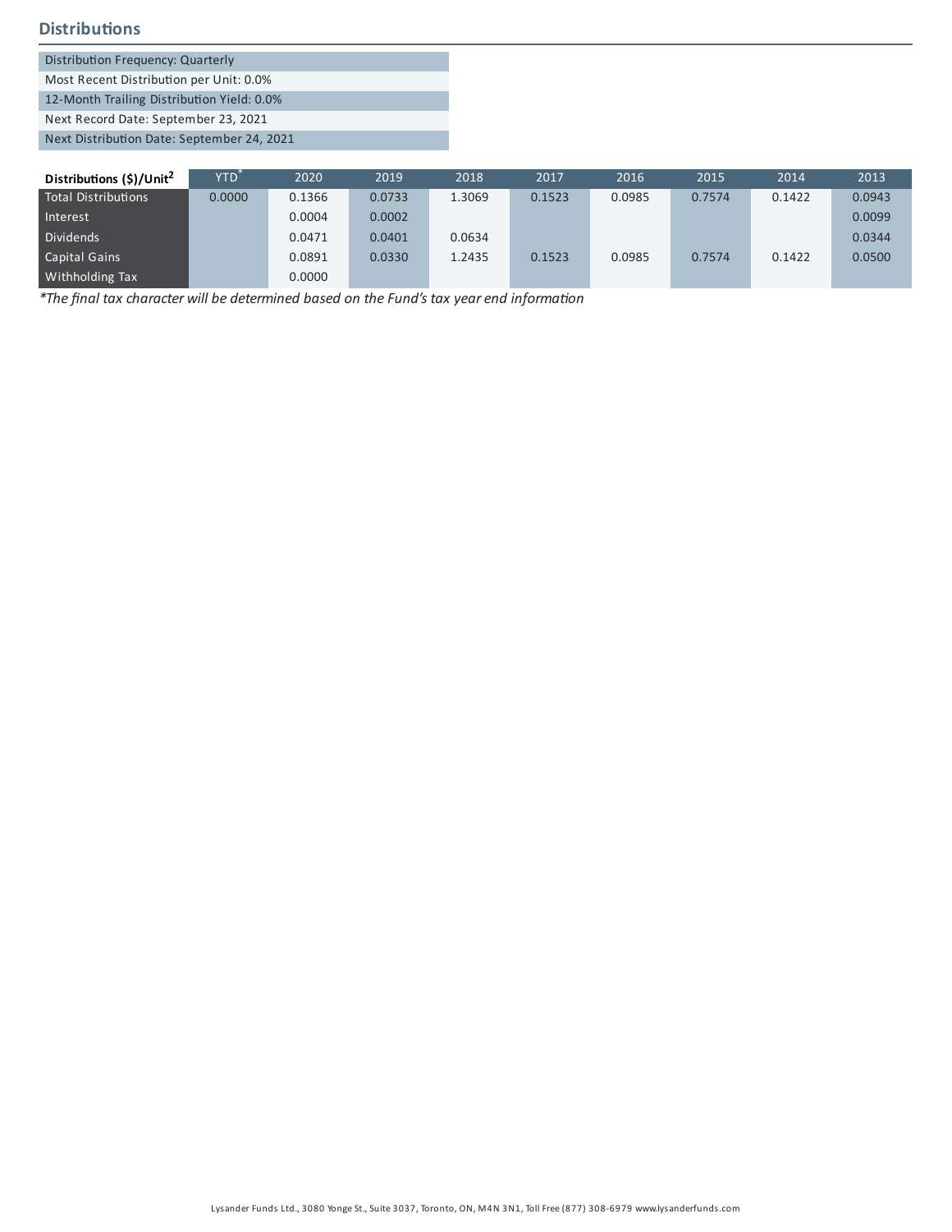## Distributions

| |
|---|
| Distribution Frequency: Quarterly |
| Most Recent Distribution per Unit: 0.0% |
| 12-Month Trailing Distribution Yield: 0.0% |
| Next Record Date: September 23, 2021 |
| Next Distribution Date: September 24, 2021 |

| Distributions ($)/Unit[2] | YTD* | 2020 | 2019 | 2018 | 2017 | 2016 | 2015 | 2014 | 2013 |
|---|---|---|---|---|---|---|---|---|---|
| Total Distributions | 0.0000 | 0.1366 | 0.0733 | 1.3069 | 0.1523 | 0.0985 | 0.7574 | 0.1422 | 0.0943 |
| Interest | | 0.0004 | 0.0002 | | | | | | 0.0099 |
| Dividends | | 0.0471 | 0.0401 | 0.0634 | | | | | 0.0344 |
| Capital Gains | | 0.0891 | 0.0330 | 1.2435 | 0.1523 | 0.0985 | 0.7574 | 0.1422 | 0.0500 |
| Withholding Tax | | 0.0000 | | | | | | | |

*The final tax character will be determined based on the Fund's tax year end information*

Lysander Funds Ltd., 3080 Yonge St., Suite 3037, Toronto, ON, M4N 3N1, Toll Free (877) 308-6979 www.lysanderfunds.com